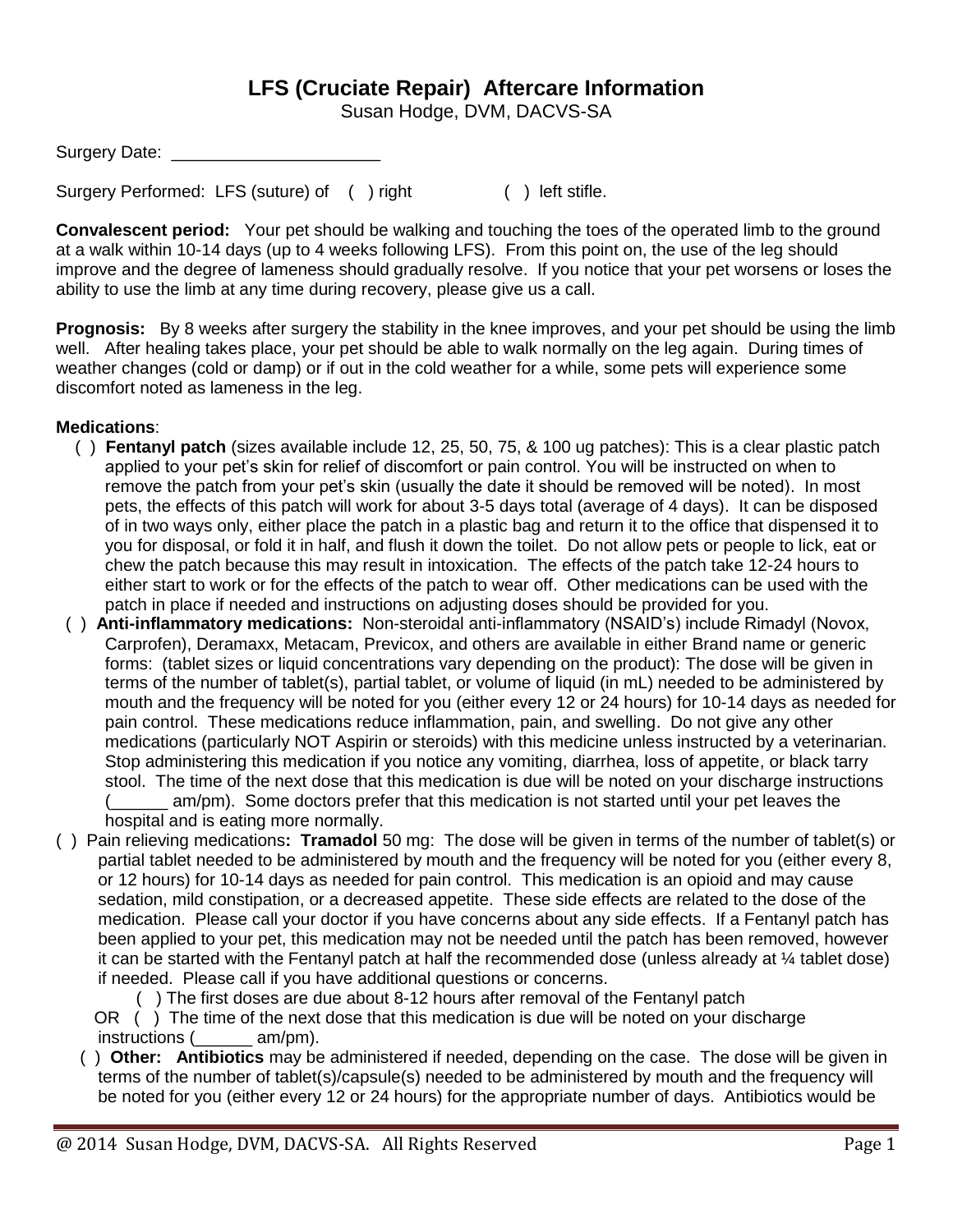# LFS (Cruciate Repair) Aftercare Information

Susan Hodge, DVM, DACVS-SA

Surgery Date: ______________________

Surgery Performed: LFS (suture) of ( ) right ( ) left stifle.

**Convalescent period:** Your pet should be walking and touching the toes of the operated limb to the ground at a walk within 10-14 days (up to 4 weeks following LFS). From this point on, the use of the leg should improve and the degree of lameness should gradually resolve. If you notice that your pet worsens or loses the ability to use the limb at any time during recovery, please give us a call.

**Prognosis:** By 8 weeks after surgery the stability in the knee improves, and your pet should be using the limb well. After healing takes place, your pet should be able to walk normally on the leg again. During times of weather changes (cold or damp) or if out in the cold weather for a while, some pets will experience some discomfort noted as lameness in the leg.

**Medications**:

- ( ) **Fentanyl patch** (sizes available include 12, 25, 50, 75, & 100 ug patches): This is a clear plastic patch applied to your pet's skin for relief of discomfort or pain control. You will be instructed on when to remove the patch from your pet's skin (usually the date it should be removed will be noted). In most pets, the effects of this patch will work for about 3-5 days total (average of 4 days). It can be disposed of in two ways only, either place the patch in a plastic bag and return it to the office that dispensed it to you for disposal, or fold it in half, and flush it down the toilet. Do not allow pets or people to lick, eat or chew the patch because this may result in intoxication. The effects of the patch take 12-24 hours to either start to work or for the effects of the patch to wear off. Other medications can be used with the patch in place if needed and instructions on adjusting doses should be provided for you.
- ( ) **Anti-inflammatory medications:** Non-steroidal anti-inflammatory (NSAID's) include Rimadyl (Novox, Carprofen), Deramaxx, Metacam, Previcox, and others are available in either Brand name or generic forms: (tablet sizes or liquid concentrations vary depending on the product): The dose will be given in terms of the number of tablet(s), partial tablet, or volume of liquid (in mL) needed to be administered by mouth and the frequency will be noted for you (either every 12 or 24 hours) for 10-14 days as needed for pain control. These medications reduce inflammation, pain, and swelling. Do not give any other medications (particularly NOT Aspirin or steroids) with this medicine unless instructed by a veterinarian. Stop administering this medication if you notice any vomiting, diarrhea, loss of appetite, or black tarry stool. The time of the next dose that this medication is due will be noted on your discharge instructions (______ am/pm). Some doctors prefer that this medication is not started until your pet leaves the hospital and is eating more normally.
- ( ) Pain relieving medications**: Tramadol** 50 mg: The dose will be given in terms of the number of tablet(s) or partial tablet needed to be administered by mouth and the frequency will be noted for you (either every 8, or 12 hours) for 10-14 days as needed for pain control. This medication is an opioid and may cause sedation, mild constipation, or a decreased appetite. These side effects are related to the dose of the medication. Please call your doctor if you have concerns about any side effects. If a Fentanyl patch has been applied to your pet, this medication may not be needed until the patch has been removed, however it can be started with the Fentanyl patch at half the recommended dose (unless already at ¼ tablet dose) if needed. Please call if you have additional questions or concerns.
  - ( ) The first doses are due about 8-12 hours after removal of the Fentanyl patch
  - OR ( ) The time of the next dose that this medication is due will be noted on your discharge instructions (______ am/pm).
- ( ) **Other: Antibiotics** may be administered if needed, depending on the case. The dose will be given in terms of the number of tablet(s)/capsule(s) needed to be administered by mouth and the frequency will be noted for you (either every 12 or 24 hours) for the appropriate number of days. Antibiotics would be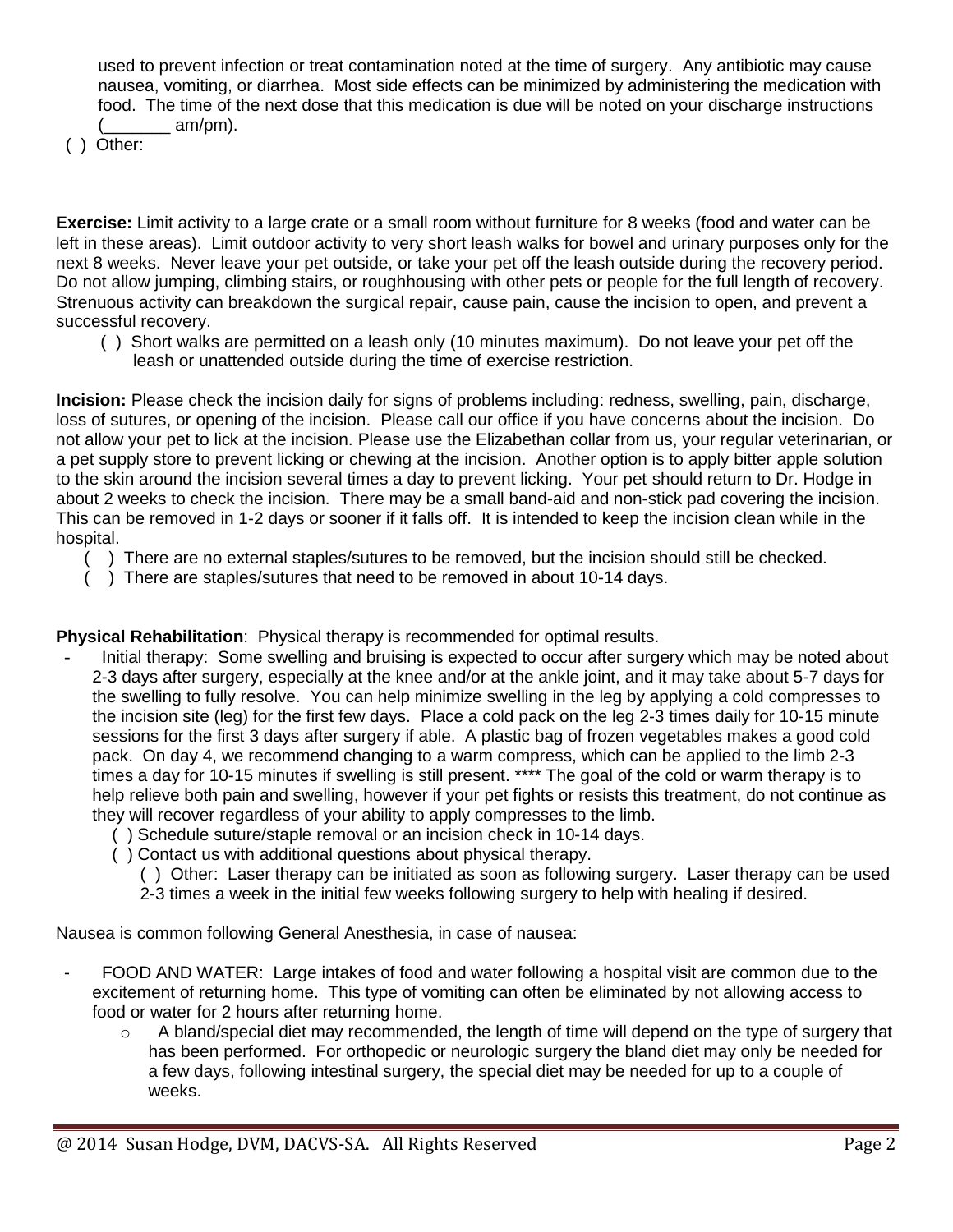used to prevent infection or treat contamination noted at the time of surgery. Any antibiotic may cause nausea, vomiting, or diarrhea. Most side effects can be minimized by administering the medication with food. The time of the next dose that this medication is due will be noted on your discharge instructions (_______ am/pm).

( ) Other:

**Exercise:** Limit activity to a large crate or a small room without furniture for 8 weeks (food and water can be left in these areas). Limit outdoor activity to very short leash walks for bowel and urinary purposes only for the next 8 weeks. Never leave your pet outside, or take your pet off the leash outside during the recovery period. Do not allow jumping, climbing stairs, or roughhousing with other pets or people for the full length of recovery. Strenuous activity can breakdown the surgical repair, cause pain, cause the incision to open, and prevent a successful recovery.

- ( ) Short walks are permitted on a leash only (10 minutes maximum). Do not leave your pet off the leash or unattended outside during the time of exercise restriction.

**Incision:** Please check the incision daily for signs of problems including: redness, swelling, pain, discharge, loss of sutures, or opening of the incision. Please call our office if you have concerns about the incision. Do not allow your pet to lick at the incision. Please use the Elizabethan collar from us, your regular veterinarian, or a pet supply store to prevent licking or chewing at the incision. Another option is to apply bitter apple solution to the skin around the incision several times a day to prevent licking. Your pet should return to Dr. Hodge in about 2 weeks to check the incision. There may be a small band-aid and non-stick pad covering the incision. This can be removed in 1-2 days or sooner if it falls off. It is intended to keep the incision clean while in the hospital.

- ( ) There are no external staples/sutures to be removed, but the incision should still be checked.
- ( ) There are staples/sutures that need to be removed in about 10-14 days.

**Physical Rehabilitation**: Physical therapy is recommended for optimal results.

- Initial therapy: Some swelling and bruising is expected to occur after surgery which may be noted about 2-3 days after surgery, especially at the knee and/or at the ankle joint, and it may take about 5-7 days for the swelling to fully resolve. You can help minimize swelling in the leg by applying a cold compresses to the incision site (leg) for the first few days. Place a cold pack on the leg 2-3 times daily for 10-15 minute sessions for the first 3 days after surgery if able. A plastic bag of frozen vegetables makes a good cold pack. On day 4, we recommend changing to a warm compress, which can be applied to the limb 2-3 times a day for 10-15 minutes if swelling is still present. **** The goal of the cold or warm therapy is to help relieve both pain and swelling, however if your pet fights or resists this treatment, do not continue as they will recover regardless of your ability to apply compresses to the limb.
  - ( ) Schedule suture/staple removal or an incision check in 10-14 days.
  - ( ) Contact us with additional questions about physical therapy.
    - ( ) Other: Laser therapy can be initiated as soon as following surgery. Laser therapy can be used 2-3 times a week in the initial few weeks following surgery to help with healing if desired.

Nausea is common following General Anesthesia, in case of nausea:

- FOOD AND WATER: Large intakes of food and water following a hospital visit are common due to the excitement of returning home. This type of vomiting can often be eliminated by not allowing access to food or water for 2 hours after returning home.
  - A bland/special diet may recommended, the length of time will depend on the type of surgery that has been performed. For orthopedic or neurologic surgery the bland diet may only be needed for a few days, following intestinal surgery, the special diet may be needed for up to a couple of weeks.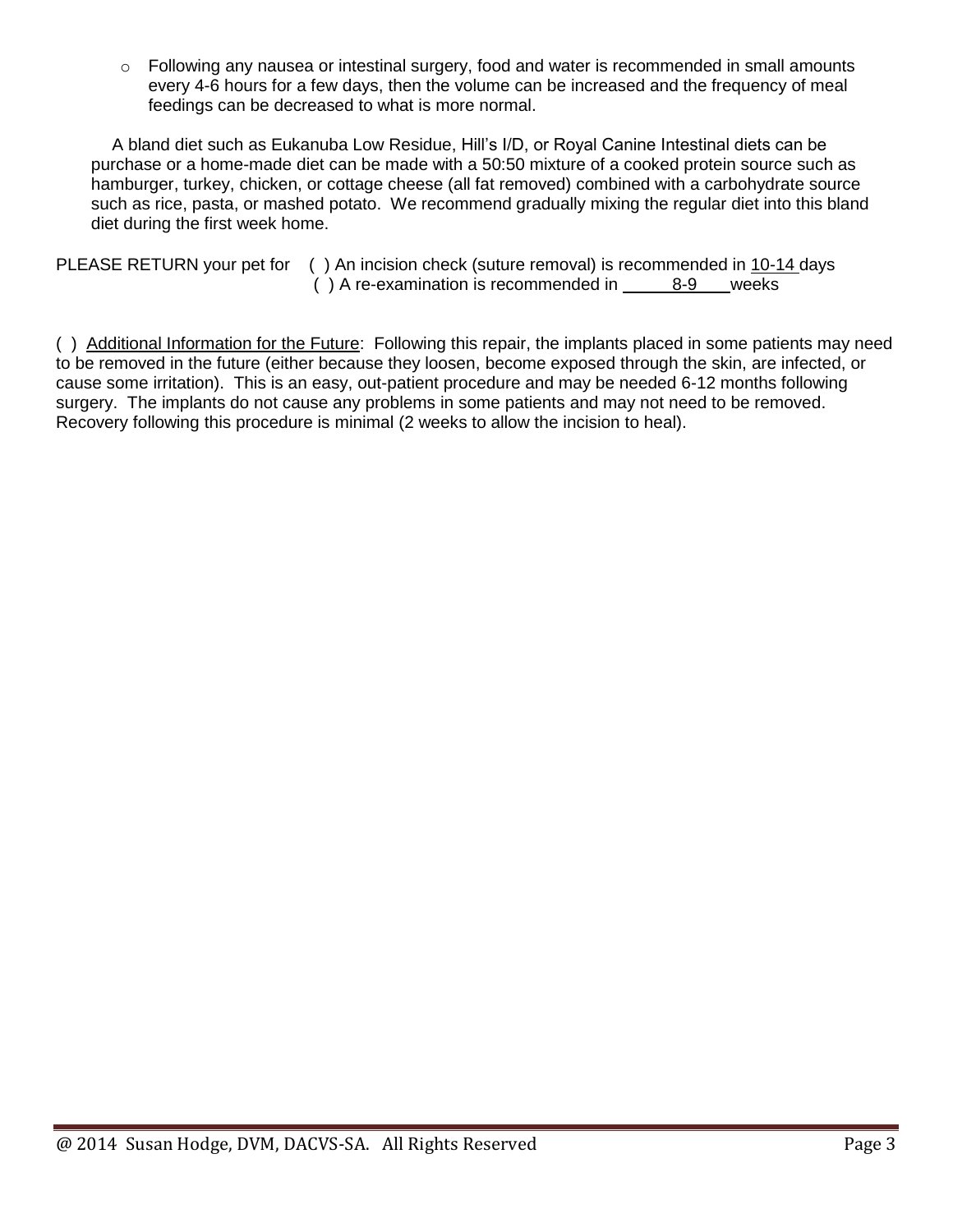- Following any nausea or intestinal surgery, food and water is recommended in small amounts every 4-6 hours for a few days, then the volume can be increased and the frequency of meal feedings can be decreased to what is more normal.

A bland diet such as Eukanuba Low Residue, Hill's I/D, or Royal Canine Intestinal diets can be purchase or a home-made diet can be made with a 50:50 mixture of a cooked protein source such as hamburger, turkey, chicken, or cottage cheese (all fat removed) combined with a carbohydrate source such as rice, pasta, or mashed potato. We recommend gradually mixing the regular diet into this bland diet during the first week home.

PLEASE RETURN your pet for ( ) An incision check (suture removal) is recommended in 10-14 days
( ) A re-examination is recommended in 8-9 weeks

( ) Additional Information for the Future: Following this repair, the implants placed in some patients may need to be removed in the future (either because they loosen, become exposed through the skin, are infected, or cause some irritation). This is an easy, out-patient procedure and may be needed 6-12 months following surgery. The implants do not cause any problems in some patients and may not need to be removed. Recovery following this procedure is minimal (2 weeks to allow the incision to heal).